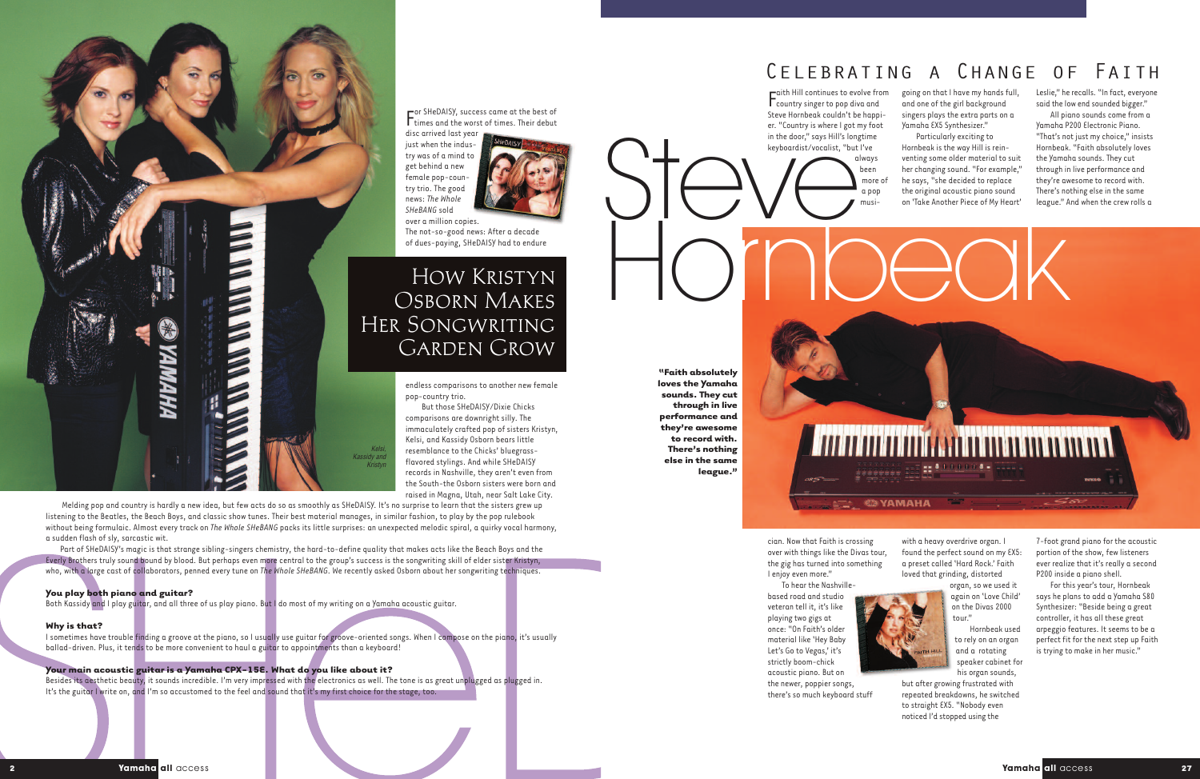# How Kristyn Osborn Makes Her Songwriting Garden Grow

For SHeDAISY, success came at the best of times and the worst of times. Their debut disc arrived last year just when the industry was of a mind to get behind a new female pop-country trio. The good news: *The Whole SHeBANG* sold over a million copies. The not-so-good news: After a decade of dues-paying, SHeDAISY had to endure endless comparisons to another new female pop-country trio.

But those SHeDAISY/Dixie Chicks comparisons are downright silly. The immaculately crafted pop of sisters Kristyn, Kelsi, and Kassidy Osborn bears little resemblance to the Chicks' bluegrass-flavored stylings. And while SHeDAISY records in Nashville, they aren't even from the South–the Osborn sisters were born and raised in Magna, Utah, near Salt Lake City.

*Kelsi, Kassidy and Kristyn*

Melding pop and country is hardly a new idea, but few acts do so as smoothly as SHeDAISY. It's no surprise to learn that the sisters grew up listening to the Beatles, the Beach Boys, and classic show tunes. Their best material manages, in similar fashion, to play by the pop rulebook without being formulaic. Almost every track on *The Whole SHeBANG* packs its little surprises: an unexpected melodic spiral, a quirky vocal harmony, a sudden flash of sly, sarcastic wit.

Part of SHeDAISY's magic is that strange sibling-singers chemistry, the hard-to-define quality that makes acts like the Beach Boys and the Everly Brothers truly sound bound by blood. But perhaps even more central to the group's success is the songwriting skill of elder sister Kristyn, who, with a large cast of collaborators, penned every tune on *The Whole SHeBANG*. We recently asked Osborn about her songwriting techniques.

**You play both piano and guitar?**
Both Kassidy and I play guitar, and all three of us play piano. But I do most of my writing on a Yamaha acoustic guitar.

**Why is that?**
I sometimes have trouble finding a groove at the piano, so I usually use guitar for groove-oriented songs. When I compose on the piano, it's usually ballad-driven. Plus, it tends to be more convenient to haul a guitar to appointments than a keyboard!

**Your main acoustic guitar is a Yamaha CPX-15E. What do you like about it?**
Besides its aesthetic beauty, it sounds incredible. I'm very impressed with the electronics as well. The tone is as great unplugged as plugged in. It's the guitar I write on, and I'm so accustomed to the feel and sound that it's my first choice for the stage, too.

# Celebrating a Change of Faith

## Steve Hornbeak

Faith Hill continues to evolve from country singer to pop diva and Steve Hornbeak couldn't be happier. "Country is where I got my foot in the door," says Hill's longtime keyboardist/vocalist, "but I've always been more of a pop musician. Now that Faith is crossing over with things like the Divas tour, the gig has turned into something I enjoy even more."

To hear the Nashville-based road and studio veteran tell it, it's like playing two gigs at once: "On Faith's older material like 'Hey Baby Let's Go to Vegas,' it's strictly boom-chick acoustic piano. But on the newer, poppier songs, there's so much keyboard stuff going on that I have my hands full, and one of the girl background singers plays the extra parts on a Yamaha EX5 Synthesizer."

Particularly exciting to Hornbeak is the way Hill is reinventing some older material to suit her changing sound. "For example," he says, "she decided to replace the original acoustic piano sound on 'Take Another Piece of My Heart' with a heavy overdrive organ. I found the perfect sound on my EX5: a preset called 'Hard Rock.' Faith loved that grinding, distorted organ, so we used it again on 'Love Child' on the Divas 2000 tour."

Hornbeak used to rely on an organ and a rotating speaker cabinet for his organ sounds, but after growing frustrated with repeated breakdowns, he switched to straight EX5. "Nobody even noticed I'd stopped using the Leslie," he recalls. "In fact, everyone said the low end sounded bigger."

All piano sounds come from a Yamaha P200 Electronic Piano. "That's not just my choice," insists Hornbeak. "Faith absolutely loves the Yamaha sounds. They cut through in live performance and they're awesome to record with. There's nothing else in the same league." And when the crew rolls a 7-foot grand piano for the acoustic portion of the show, few listeners ever realize that it's really a second P200 inside a piano shell.

For this year's tour, Hornbeak says he plans to add a Yamaha S80 Synthesizer: "Beside being a great controller, it has all these great arpeggio features. It seems to be a perfect fit for the next step up Faith is trying to make in her music."

**"Faith absolutely loves the Yamaha sounds. They cut through in live performance and they're awesome to record with. There's nothing else in the same league."**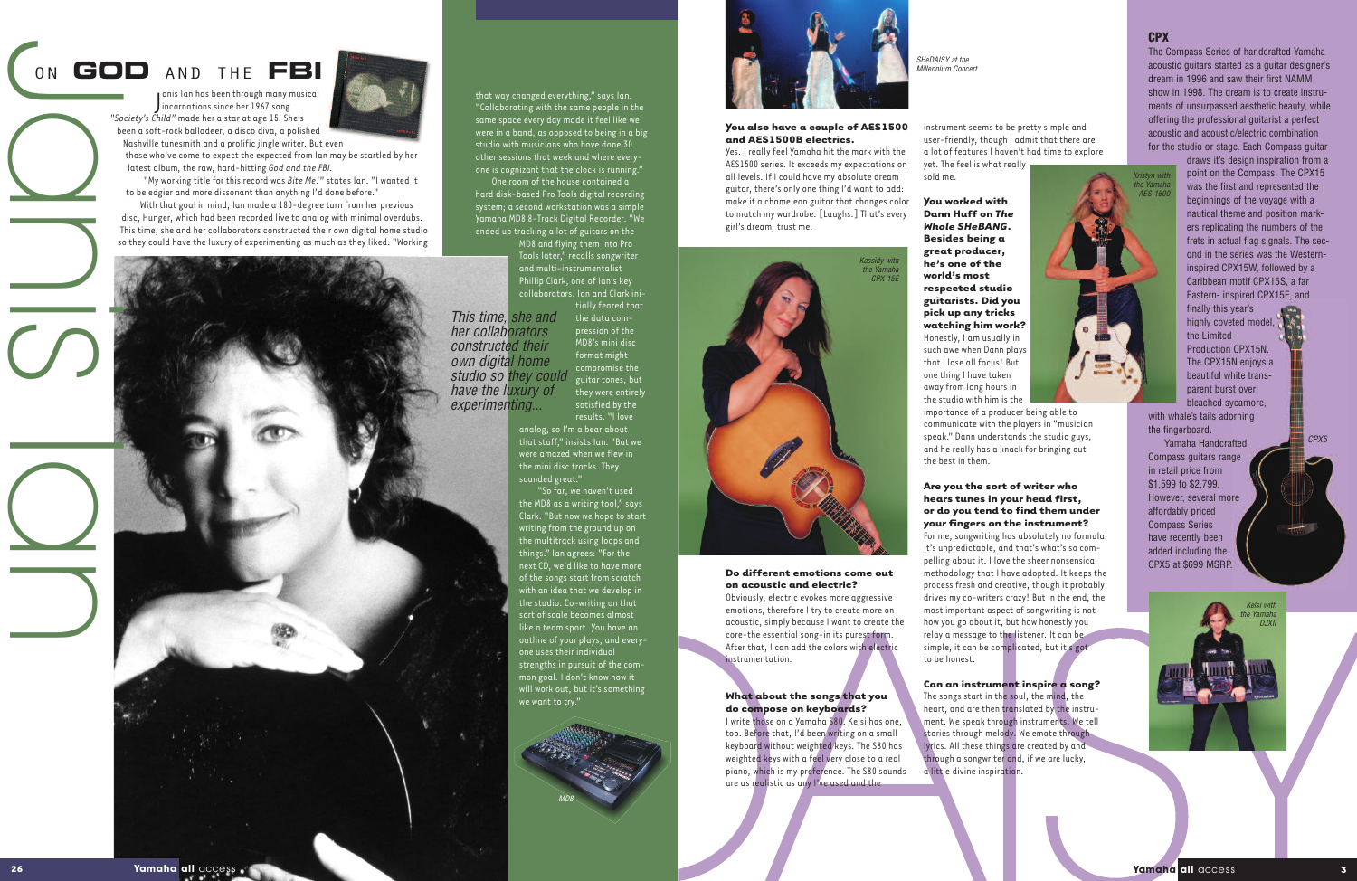# ON GOD AND THE FBI

# Janis Ian

Janis Ian has been through many musical incarnations since her 1967 song "*Society's Child*" made her a star at age 15. She's been a soft-rock balladeer, a disco diva, a polished Nashville tunesmith and a prolific jingle writer. But even those who've come to expect the expected from Ian may be startled by her latest album, the raw, hard-hitting *God and the FBI*.

"My working title for this record was *Bite Me!*" states Ian. "I wanted it to be edgier and more dissonant than anything I'd done before."

With that goal in mind, Ian made a 180-degree turn from her previous disc, Hunger, which had been recorded live to analog with minimal overdubs. This time, she and her collaborators constructed their own digital home studio so they could have the luxury of experimenting as much as they liked. "Working that way changed everything," says Ian. "Collaborating with the same people in the same space every day made it feel like we were in a band, as opposed to being in a big studio with musicians who have done 30 other sessions that week and where everyone is cognizant that the clock is running."

One room of the house contained a hard disk-based Pro Tools digital recording system; a second workstation was a simple Yamaha MD8 8-Track Digital Recorder. "We ended up tracking a lot of guitars on the MD8 and flying them into Pro Tools later," recalls songwriter and multi-instrumentalist Phillip Clark, one of Ian's key collaborators. Ian and Clark initially feared that the data compression of the MD8's mini disc format might compromise the guitar tones, but they were entirely satisfied by the results. "I love analog, so I'm a bear about that stuff," insists Ian. "But we were amazed when we flew in the mini disc tracks. They sounded great."

*This time, she and her collaborators constructed their own digital home studio so they could have the luxury of experimenting...*

"So far, we haven't used the MD8 as a writing tool," says Clark. "But now we hope to start writing from the ground up on the multitrack using loops and things." Ian agrees: "For the next CD, we'd like to have more of the songs start from scratch with an idea that we develop in the studio. Co-writing on that sort of scale becomes almost like a team sport. You have an outline of your plays, and everyone uses their individual strengths in pursuit of the common goal. I don't know how it will work out, but it's something we want to try."

MD8

SHeDAISY at the Millennium Concert

# DAISY

**You also have a couple of AES1500 and AES1500B electrics.**

Yes. I really feel Yamaha hit the mark with the AES1500 series. It exceeds my expectations on all levels. If I could have my absolute dream guitar, there's only one thing I'd want to add: make it a chameleon guitar that changes color to match my wardrobe. [Laughs.] That's every girl's dream, trust me.

Kassidy with the Yamaha CPX-15E

**Do different emotions come out on acoustic and electric?**

Obviously, electric evokes more aggressive emotions, therefore I try to create more on acoustic, simply because I want to create the core-the essential song-in its purest form. After that, I can add the colors with electric instrumentation.

**What about the songs that you do compose on keyboards?**

I write those on a Yamaha S80. Kelsi has one, too. Before that, I'd been writing on a small keyboard without weighted keys. The S80 has weighted keys with a feel very close to a real piano, which is my preference. The S80 sounds are as realistic as any I've used and the instrument seems to be pretty simple and user-friendly, though I admit that there are a lot of features I haven't had time to explore yet. The feel is what really sold me.

**You worked with Dann Huff on *The Whole SHeBANG*. Besides being a great producer, he's one of the world's most respected studio guitarists. Did you pick up any tricks watching him work?**

Honestly, I am usually in such awe when Dann plays that I lose all focus! But one thing I have taken away from long hours in the studio with him is the importance of a producer being able to communicate with the players in "musician speak." Dann understands the studio guys, and he really has a knack for bringing out the best in them.

Kristyn with the Yamaha AES-1500

**Are you the sort of writer who hears tunes in your head first, or do you tend to find them under your fingers on the instrument?**

For me, songwriting has absolutely no formula. It's unpredictable, and that's what's so compelling about it. I love the sheer nonsensical methodology that I have adopted. It keeps the process fresh and creative, though it probably drives my co-writers crazy! But in the end, the most important aspect of songwriting is not how you go about it, but how honestly you relay a message to the listener. It can be simple, it can be complicated, but it's got to be honest.

**Can an instrument inspire a song?**

The songs start in the soul, the mind, the heart, and are then translated by the instrument. We speak through instruments. We tell stories through melody. We emote through lyrics. All these things are created by and through a songwriter and, if we are lucky, a little divine inspiration.

## CPX

The Compass Series of handcrafted Yamaha acoustic guitars started as a guitar designer's dream in 1996 and saw their first NAMM show in 1998. The dream is to create instruments of unsurpassed aesthetic beauty, while offering the professional guitarist a perfect acoustic and acoustic/electric combination for the studio or stage. Each Compass guitar draws it's design inspiration from a point on the Compass. The CPX15 was the first and represented the beginnings of the voyage with a nautical theme and position markers replicating the numbers of the frets in actual flag signals. The second in the series was the Western-inspired CPX15W, followed by a Caribbean motif CPX15S, a far Eastern- inspired CPX15E, and finally this year's highly coveted model, the Limited Production CPX15N. The CPX15N enjoys a beautiful white transparent burst over bleached sycamore, with whale's tails adorning the fingerboard.

Yamaha Handcrafted Compass guitars range in retail price from $1,599 to $2,799. However, several more affordably priced Compass Series have recently been added including the CPX5 at $699 MSRP.

CPX5

Kelsi with the Yamaha DJXII